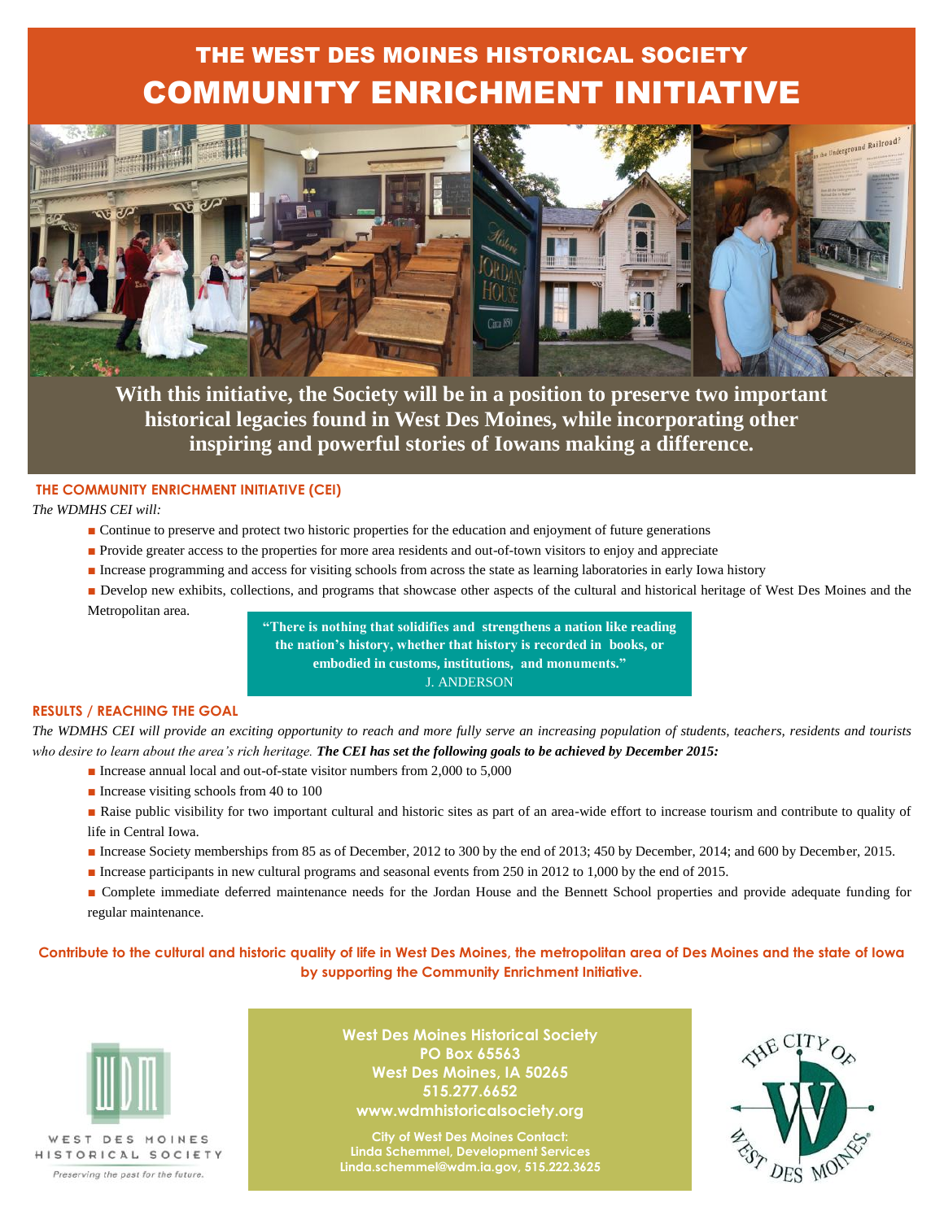# THE WEST DES MOINES HISTORICAL SOCIETY
# COMMUNITY ENRICHMENT INITIATIVE

**With this initiative, the Society will be in a position to preserve two important historical legacies found in West Des Moines, while incorporating other inspiring and powerful stories of Iowans making a difference.**

### THE COMMUNITY ENRICHMENT INITIATIVE (CEI)

*The WDMHS CEI will:*

- Continue to preserve and protect two historic properties for the education and enjoyment of future generations
- Provide greater access to the properties for more area residents and out-of-town visitors to enjoy and appreciate
- Increase programming and access for visiting schools from across the state as learning laboratories in early Iowa history
- Develop new exhibits, collections, and programs that showcase other aspects of the cultural and historical heritage of West Des Moines and the Metropolitan area.

> **"There is nothing that solidifies and strengthens a nation like reading the nation's history, whether that history is recorded in books, or embodied in customs, institutions, and monuments."**
> J. ANDERSON

### RESULTS / REACHING THE GOAL

*The WDMHS CEI will provide an exciting opportunity to reach and more fully serve an increasing population of students, teachers, residents and tourists who desire to learn about the area's rich heritage.* ***The CEI has set the following goals to be achieved by December 2015:***

- Increase annual local and out-of-state visitor numbers from 2,000 to 5,000
- Increase visiting schools from 40 to 100
- Raise public visibility for two important cultural and historic sites as part of an area-wide effort to increase tourism and contribute to quality of life in Central Iowa.
- Increase Society memberships from 85 as of December, 2012 to 300 by the end of 2013; 450 by December, 2014; and 600 by December, 2015.
- Increase participants in new cultural programs and seasonal events from 250 in 2012 to 1,000 by the end of 2015.
- Complete immediate deferred maintenance needs for the Jordan House and the Bennett School properties and provide adequate funding for regular maintenance.

**Contribute to the cultural and historic quality of life in West Des Moines, the metropolitan area of Des Moines and the state of Iowa by supporting the Community Enrichment Initiative.**

WEST DES MOINES HISTORICAL SOCIETY
*Preserving the past for the future.*

**West Des Moines Historical Society**
**PO Box 65563**
**West Des Moines, IA 50265**
**515.277.6652**
**www.wdmhistoricalsociety.org**

**City of West Des Moines Contact:**
**Linda Schemmel, Development Services**
**Linda.schemmel@wdm.ia.gov, 515.222.3625**

THE CITY OF WEST DES MOINES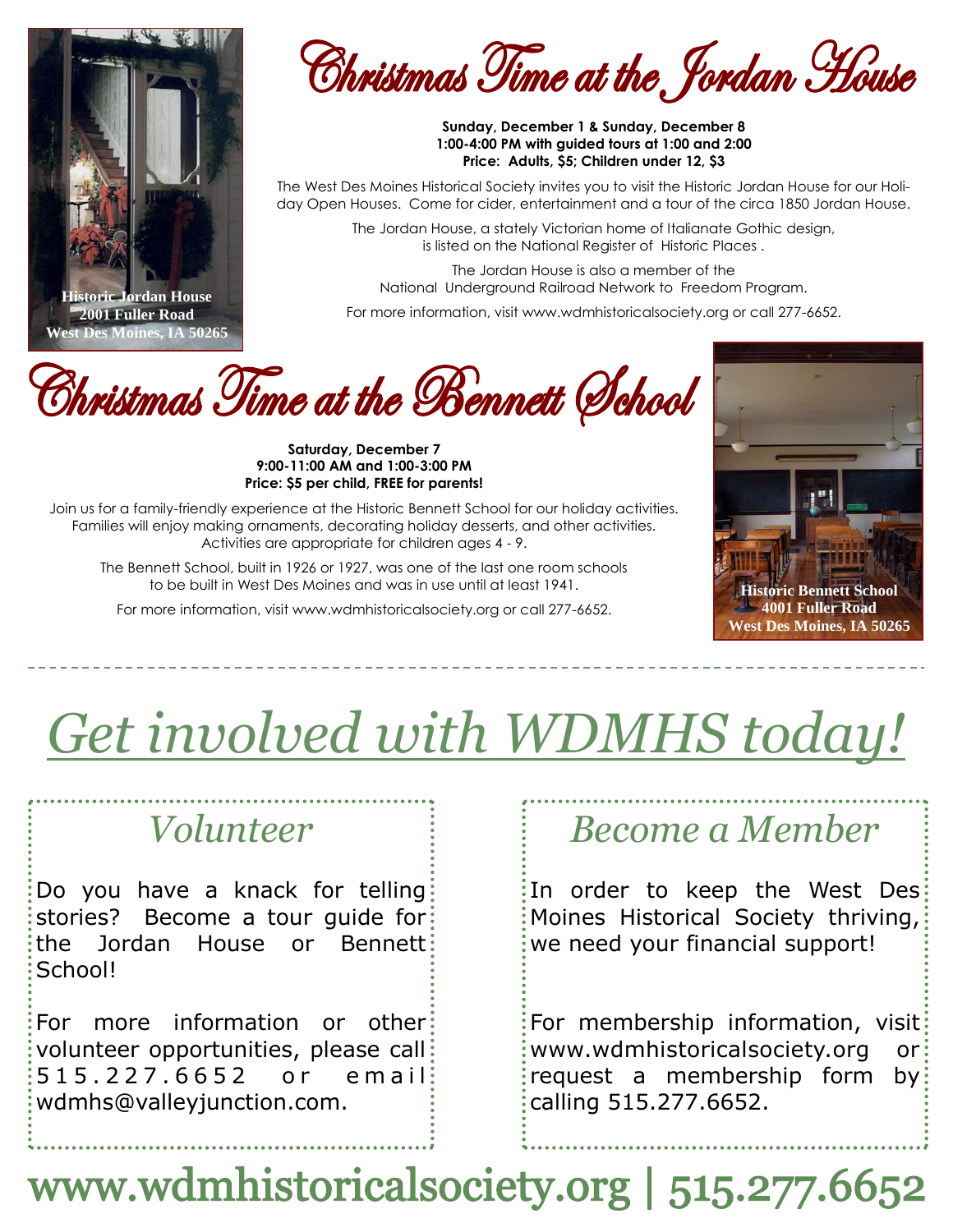Historic Jordan House
2001 Fuller Road
West Des Moines, IA 50265

# Christmas Time at the Jordan House

**Sunday, December 1 & Sunday, December 8**
**1:00-4:00 PM with guided tours at 1:00 and 2:00**
**Price: Adults, $5; Children under 12, $3**

The West Des Moines Historical Society invites you to visit the Historic Jordan House for our Holiday Open Houses. Come for cider, entertainment and a tour of the circa 1850 Jordan House.

The Jordan House, a stately Victorian home of Italianate Gothic design, is listed on the National Register of Historic Places .

The Jordan House is also a member of the National Underground Railroad Network to Freedom Program.

For more information, visit www.wdmhistoricalsociety.org or call 277-6652.

# Christmas Time at the Bennett School

**Saturday, December 7**
**9:00-11:00 AM and 1:00-3:00 PM**
**Price: $5 per child, FREE for parents!**

Join us for a family-friendly experience at the Historic Bennett School for our holiday activities. Families will enjoy making ornaments, decorating holiday desserts, and other activities. Activities are appropriate for children ages 4 - 9.

The Bennett School, built in 1926 or 1927, was one of the last one room schools to be built in West Des Moines and was in use until at least 1941.

For more information, visit www.wdmhistoricalsociety.org or call 277-6652.

Historic Bennett School
4001 Fuller Road
West Des Moines, IA 50265

# *Get involved with WDMHS today!*

## *Volunteer*

Do you have a knack for telling stories? Become a tour guide for the Jordan House or Bennett School!

For more information or other volunteer opportunities, please call 515.227.6652 or email wdmhs@valleyjunction.com.

## *Become a Member*

In order to keep the West Des Moines Historical Society thriving, we need your financial support!

For membership information, visit www.wdmhistoricalsociety.org or request a membership form by calling 515.277.6652.

**www.wdmhistoricalsociety.org | 515.277.6652**